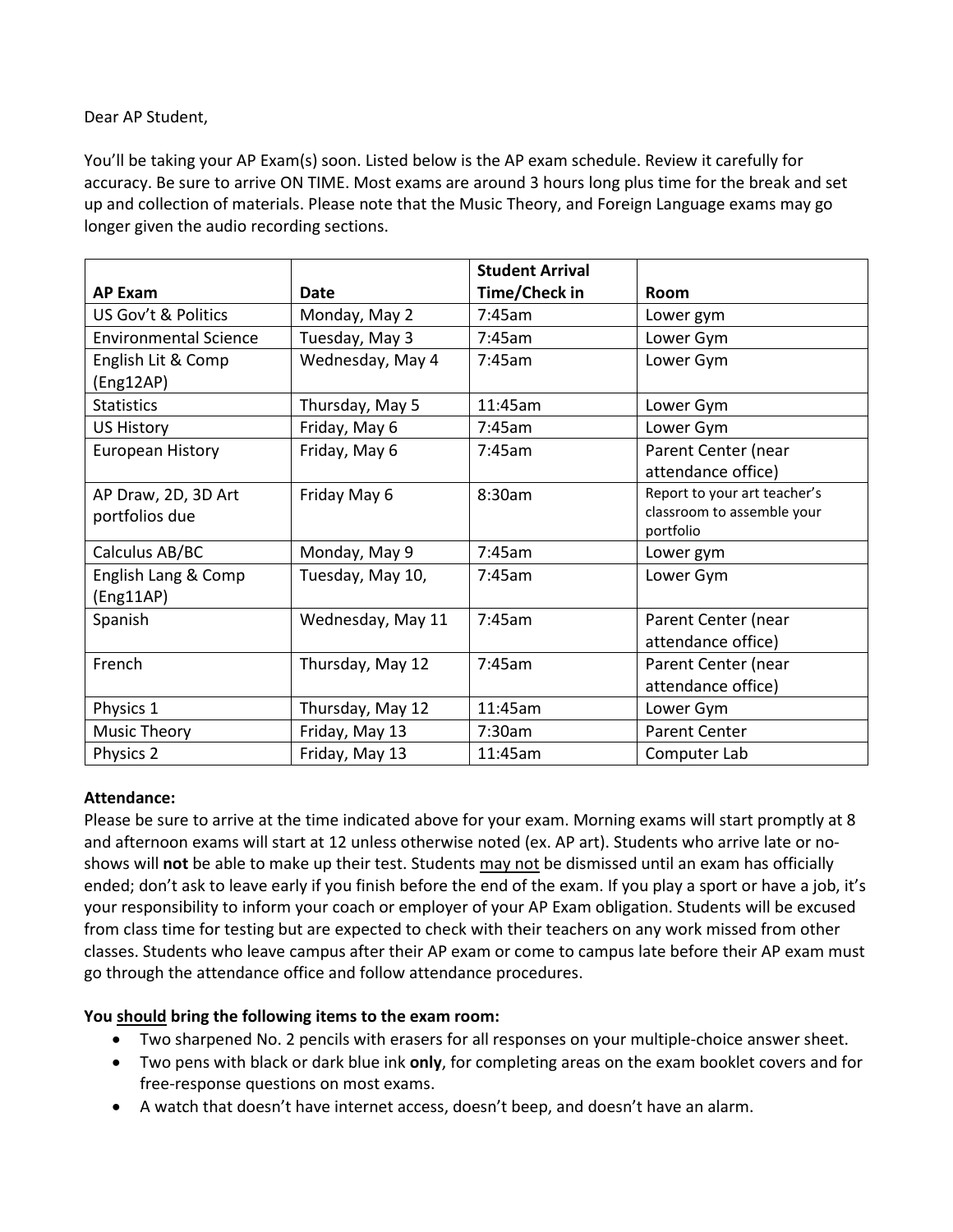Dear AP Student,

You'll be taking your AP Exam(s) soon. Listed below is the AP exam schedule. Review it carefully for accuracy. Be sure to arrive ON TIME. Most exams are around 3 hours long plus time for the break and set up and collection of materials. Please note that the Music Theory, and Foreign Language exams may go longer given the audio recording sections.

| AP Exam | Date | Student Arrival Time/Check in | Room |
|---|---|---|---|
| US Gov't & Politics | Monday, May 2 | 7:45am | Lower gym |
| Environmental Science | Tuesday, May 3 | 7:45am | Lower Gym |
| English Lit & Comp (Eng12AP) | Wednesday, May 4 | 7:45am | Lower Gym |
| Statistics | Thursday, May 5 | 11:45am | Lower Gym |
| US History | Friday, May 6 | 7:45am | Lower Gym |
| European History | Friday, May 6 | 7:45am | Parent Center (near attendance office) |
| AP Draw, 2D, 3D Art portfolios due | Friday May 6 | 8:30am | Report to your art teacher's classroom to assemble your portfolio |
| Calculus AB/BC | Monday, May 9 | 7:45am | Lower gym |
| English Lang & Comp (Eng11AP) | Tuesday, May 10, | 7:45am | Lower Gym |
| Spanish | Wednesday, May 11 | 7:45am | Parent Center (near attendance office) |
| French | Thursday, May 12 | 7:45am | Parent Center (near attendance office) |
| Physics 1 | Thursday, May 12 | 11:45am | Lower Gym |
| Music Theory | Friday, May 13 | 7:30am | Parent Center |
| Physics 2 | Friday, May 13 | 11:45am | Computer Lab |

**Attendance:**
Please be sure to arrive at the time indicated above for your exam. Morning exams will start promptly at 8 and afternoon exams will start at 12 unless otherwise noted (ex. AP art). Students who arrive late or no-shows will **not** be able to make up their test. Students may not be dismissed until an exam has officially ended; don't ask to leave early if you finish before the end of the exam. If you play a sport or have a job, it's your responsibility to inform your coach or employer of your AP Exam obligation. Students will be excused from class time for testing but are expected to check with their teachers on any work missed from other classes. Students who leave campus after their AP exam or come to campus late before their AP exam must go through the attendance office and follow attendance procedures.

**You should bring the following items to the exam room:**

- Two sharpened No. 2 pencils with erasers for all responses on your multiple-choice answer sheet.
- Two pens with black or dark blue ink **only**, for completing areas on the exam booklet covers and for free-response questions on most exams.
- A watch that doesn't have internet access, doesn't beep, and doesn't have an alarm.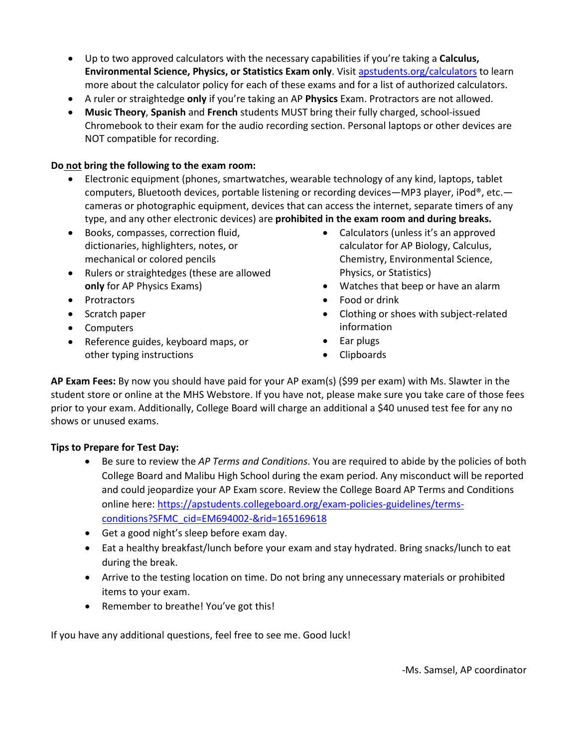- Up to two approved calculators with the necessary capabilities if you're taking a **Calculus, Environmental Science, Physics, or Statistics Exam only**. Visit [apstudents.org/calculators](apstudents.org/calculators) to learn more about the calculator policy for each of these exams and for a list of authorized calculators.
- A ruler or straightedge **only** if you're taking an AP **Physics** Exam. Protractors are not allowed.
- **Music Theory**, **Spanish** and **French** students MUST bring their fully charged, school-issued Chromebook to their exam for the audio recording section. Personal laptops or other devices are NOT compatible for recording.

**Do not bring the following to the exam room:**

- Electronic equipment (phones, smartwatches, wearable technology of any kind, laptops, tablet computers, Bluetooth devices, portable listening or recording devices—MP3 player, iPod®, etc.—cameras or photographic equipment, devices that can access the internet, separate timers of any type, and any other electronic devices) are **prohibited in the exam room and during breaks.**
- Books, compasses, correction fluid, dictionaries, highlighters, notes, or mechanical or colored pencils
- Rulers or straightedges (these are allowed **only** for AP Physics Exams)
- Protractors
- Scratch paper
- Computers
- Reference guides, keyboard maps, or other typing instructions
- Calculators (unless it's an approved calculator for AP Biology, Calculus, Chemistry, Environmental Science, Physics, or Statistics)
- Watches that beep or have an alarm
- Food or drink
- Clothing or shoes with subject-related information
- Ear plugs
- Clipboards

**AP Exam Fees:** By now you should have paid for your AP exam(s) ($99 per exam) with Ms. Slawter in the student store or online at the MHS Webstore. If you have not, please make sure you take care of those fees prior to your exam. Additionally, College Board will charge an additional a $40 unused test fee for any no shows or unused exams.

**Tips to Prepare for Test Day:**

- Be sure to review the *AP Terms and Conditions*. You are required to abide by the policies of both College Board and Malibu High School during the exam period. Any misconduct will be reported and could jeopardize your AP Exam score. Review the College Board AP Terms and Conditions online here: [https://apstudents.collegeboard.org/exam-policies-guidelines/terms-conditions?SFMC_cid=EM694002-&rid=165169618](https://apstudents.collegeboard.org/exam-policies-guidelines/terms-conditions?SFMC_cid=EM694002-&rid=165169618)
- Get a good night's sleep before exam day.
- Eat a healthy breakfast/lunch before your exam and stay hydrated. Bring snacks/lunch to eat during the break.
- Arrive to the testing location on time. Do not bring any unnecessary materials or prohibited items to your exam.
- Remember to breathe! You've got this!

If you have any additional questions, feel free to see me. Good luck!

-Ms. Samsel, AP coordinator